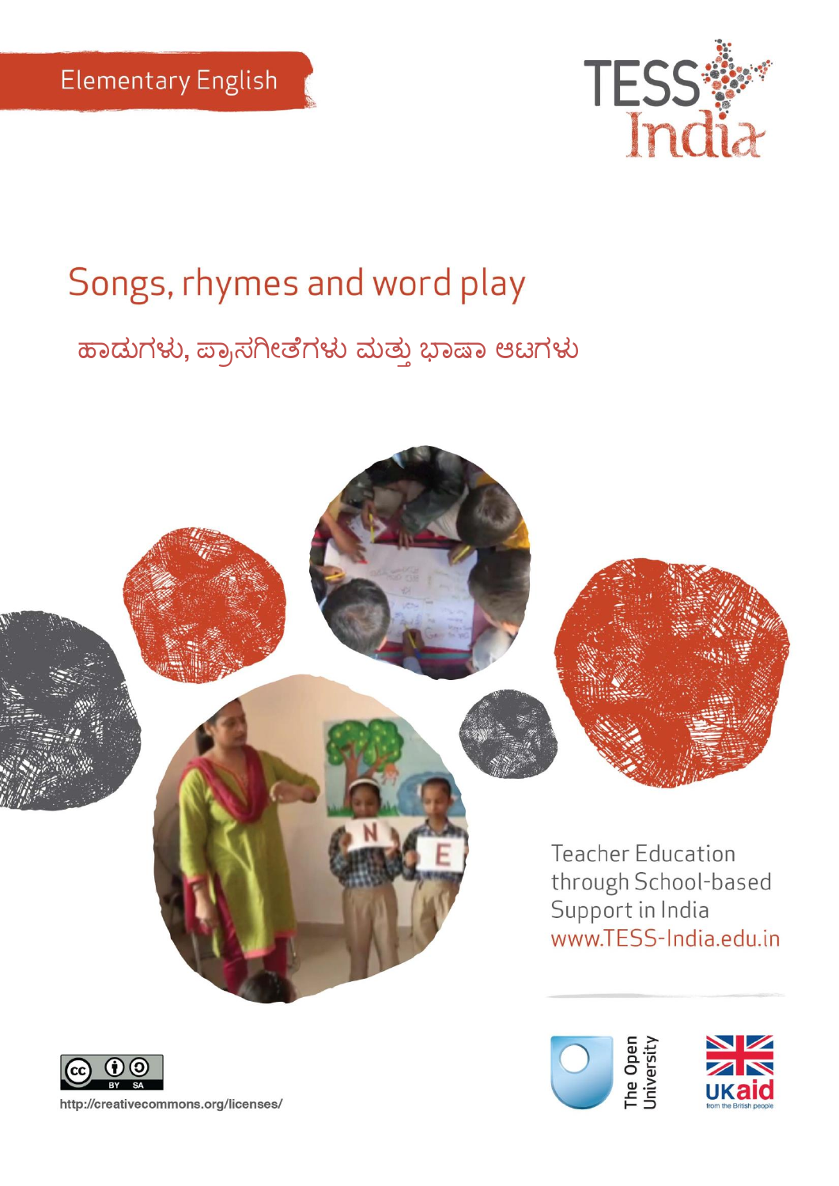Elementary English

TESS India

# Songs, rhymes and word play

## ಹಾಡುಗಳು, ಪ್ರಾಸಗೀತೆಗಳು ಮತ್ತು ಭಾಷಾ ಆಟಗಳು

Teacher Education through School-based Support in India
www.TESS-India.edu.in

http://creativecommons.org/licenses/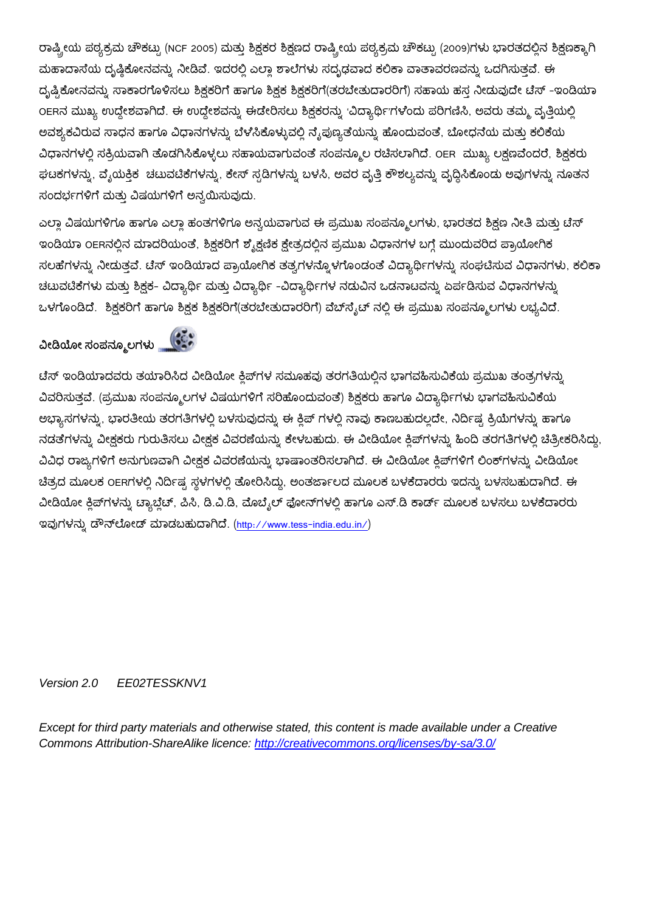ರಾಷ್ಟ್ರೀಯ ಪಠ್ಯಕ್ರಮ ಚೌಕಟ್ಟು (NCF 2005) ಮತ್ತು ಶಿಕ್ಷಕರ ಶಿಕ್ಷಣದ ರಾಷ್ಟ್ರೀಯ ಪಠ್ಯಕ್ರಮ ಚೌಕಟ್ಟು (2009)ಗಳು ಭಾರತದಲ್ಲಿನ ಶಿಕ್ಷಣಕ್ಕಾಗಿ ಮಹಾದಾಸೆಯ ದೃಷ್ಟಿಕೋನವನ್ನು ನೀಡಿವೆ. ಇದರಲ್ಲಿ ಎಲ್ಲಾ ಶಾಲೆಗಳು ಸದೃಢವಾದ ಕಲಿಕಾ ವಾತಾವರಣವನ್ನು ಒದಗಿಸುತ್ತವೆ. ಈ ದೃಷ್ಟಿಕೋನವನ್ನು ಸಾಕಾರಗೊಳಿಸಲು ಶಿಕ್ಷಕರಿಗೆ ಹಾಗೂ ಶಿಕ್ಷಕ ಶಿಕ್ಷಕರಿಗೆ(ತರಬೇತುದಾರರಿಗೆ) ಸಹಾಯ ಹಸ್ತ ನೀಡುವುದೇ ಟೆಸ್ -ಇಂಡಿಯಾ OERನ ಮುಖ್ಯ ಉದ್ದೇಶವಾಗಿದೆ. ಈ ಉದ್ದೇಶವನ್ನು ಈಡೇರಿಸಲು ಶಿಕ್ಷಕರನ್ನು 'ವಿದ್ಯಾರ್ಥಿ'ಗಳೆಂದು ಪರಿಗಣಿಸಿ, ಅವರು ತಮ್ಮ ವೃತ್ತಿಯಲ್ಲಿ ಅವಶ್ಯಕವಿರುವ ಸಾಧನ ಹಾಗೂ ವಿಧಾನಗಳನ್ನು ಬೆಳಸಿಕೊಳ್ಳುವಲ್ಲಿ ನೈಪುಣ್ಯತೆಯನ್ನು ಹೊಂದುವಂತೆ, ಬೋಧನೆಯ ಮತ್ತು ಕಲಿಕೆಯ ವಿಧಾನಗಳಲ್ಲಿ ಸಕ್ರಿಯವಾಗಿ ತೊಡಗಿಸಿಕೊಳ್ಳಲು ಸಹಾಯವಾಗುವಂತೆ ಸಂಪನ್ಮೂಲ ರಚಿಸಲಾಗಿದೆ. OER ಮುಖ್ಯ ಲಕ್ಷಣವೆಂದರೆ, ಶಿಕ್ಷಕರು ಘಟಕಗಳನ್ನು, ವೈಯಕ್ತಿಕ ಚಟುವಟಿಕೆಗಳನ್ನು, ಕೇಸ್ ಸ್ಟಡಿಗಳನ್ನು ಬಳಸಿ, ಅವರ ವೃತ್ತಿ ಕೌಶಲ್ಯವನ್ನು ವೃದ್ಧಿಸಿಕೊಂಡು ಅವುಗಳನ್ನು ನೂತನ ಸಂದರ್ಭಗಳಿಗೆ ಮತ್ತು ವಿಷಯಗಳಿಗೆ ಅನ್ವಯಿಸುವುದು.

ಎಲ್ಲಾ ವಿಷಯಗಳಿಗೂ ಹಾಗೂ ಎಲ್ಲಾ ಹಂತಗಳಿಗೂ ಅನ್ವಯವಾಗುವ ಈ ಪ್ರಮುಖ ಸಂಪನ್ಮೂಲಗಳು, ಭಾರತದ ಶಿಕ್ಷಣ ನೀತಿ ಮತ್ತು ಟೆಸ್ ಇಂಡಿಯಾ OERನಲ್ಲಿನ ಮಾದರಿಯಂತೆ, ಶಿಕ್ಷಕರಿಗೆ ಶೈಕ್ಷಣಿಕ ಕ್ಷೇತ್ರದಲ್ಲಿನ ಪ್ರಮುಖ ವಿಧಾನಗಳ ಬಗ್ಗೆ ಮುಂದುವರಿದ ಪ್ರಾಯೋಗಿಕ ಸಲಹೆಗಳನ್ನು ನೀಡುತ್ತವೆ. ಟೆಸ್ ಇಂಡಿಯಾದ ಪ್ರಾಯೋಗಿಕ ತತ್ವಗಳನ್ನೊಳಗೊಂಡಂತೆ ವಿದ್ಯಾರ್ಥಿಗಳನ್ನು ಸಂಘಟಿಸುವ ವಿಧಾನಗಳು, ಕಲಿಕಾ ಚಟುವಟಿಕೆಗಳು ಮತ್ತು ಶಿಕ್ಷಕ- ವಿದ್ಯಾರ್ಥಿ ಮತ್ತು ವಿದ್ಯಾರ್ಥಿ -ವಿದ್ಯಾರ್ಥಿಗಳ ನಡುವಿನ ಒಡನಾಟವನ್ನು ಏರ್ಪಡಿಸುವ ವಿಧಾನಗಳನ್ನು ಒಳಗೊಂಡಿದೆ. ಶಿಕ್ಷಕರಿಗೆ ಹಾಗೂ ಶಿಕ್ಷಕ ಶಿಕ್ಷಕರಿಗೆ(ತರಬೇತುದಾರರಿಗೆ) ವೆಬ್‌ಸೈಟ್ ನಲ್ಲಿ ಈ ಪ್ರಮುಖ ಸಂಪನ್ಮೂಲಗಳು ಲಭ್ಯವಿದೆ.

## ವೀಡಿಯೋ ಸಂಪನ್ಮೂಲಗಳು

ಟೆಸ್ ಇಂಡಿಯಾದವರು ತಯಾರಿಸಿದ ವೀಡಿಯೋ ಕ್ಲಿಪ್‌ಗಳ ಸಮೂಹವು ತರಗತಿಯಲ್ಲಿನ ಭಾಗವಹಿಸುವಿಕೆಯ ಪ್ರಮುಖ ತಂತ್ರಗಳನ್ನು ವಿವರಿಸುತ್ತವೆ. (ಪ್ರಮುಖ ಸಂಪನ್ಮೂಲಗಳ ವಿಷಯಗಳಿಗೆ ಸರಿಹೊಂದುವಂತೆ) ಶಿಕ್ಷಕರು ಹಾಗೂ ವಿದ್ಯಾರ್ಥಿಗಳು ಭಾಗವಹಿಸುವಿಕೆಯ ಅಭ್ಯಾಸಗಳನ್ನು, ಭಾರತೀಯ ತರಗತಿಗಳಲ್ಲಿ ಬಳಸುವುದನ್ನು ಈ ಕ್ಲಿಪ್ ಗಳಲ್ಲಿ ನಾವು ಕಾಣಬಹುದಲ್ಲದೇ, ನಿರ್ದಿಷ್ಟ ಕ್ರಿಯೆಗಳನ್ನು ಹಾಗೂ ನಡತೆಗಳನ್ನು ವೀಕ್ಷಕರು ಗುರುತಿಸಲು ವೀಕ್ಷಕ ವಿವರಣೆಯನ್ನು ಕೇಳಬಹುದು. ಈ ವೀಡಿಯೋ ಕ್ಲಿಪ್‌ಗಳನ್ನು ಹಿಂದಿ ತರಗತಿಗಳಲ್ಲಿ ಚಿತ್ರೀಕರಿಸಿದ್ದು, ವಿವಿಧ ರಾಜ್ಯಗಳಿಗೆ ಅನುಗುಣವಾಗಿ ವೀಕ್ಷಕ ವಿವರಣೆಯನ್ನು ಭಾಷಾಂತರಿಸಲಾಗಿದೆ. ಈ ವೀಡಿಯೋ ಕ್ಲಿಪ್‌ಗಳಿಗೆ ಲಿಂಕ್‌ಗಳನ್ನು ವೀಡಿಯೋ ಚಿತ್ರದ ಮೂಲಕ OERಗಳಲ್ಲಿ ನಿರ್ದಿಷ್ಟ ಸ್ಥಳಗಳಲ್ಲಿ ತೋರಿಸಿದ್ದು, ಅಂತರ್ಜಾಲದ ಮೂಲಕ ಬಳಕೆದಾರರು ಇದನ್ನು ಬಳಸಬಹುದಾಗಿದೆ. ಈ ವೀಡಿಯೋ ಕ್ಲಿಪ್‌ಗಳನ್ನು ಟ್ಯಾಬ್ಲೆಟ್, ಪಿಸಿ, ಡಿ.ವಿ.ಡಿ, ಮೊಬೈಲ್ ಫೋನ್‌ಗಳಲ್ಲಿ ಹಾಗೂ ಎಸ್.ಡಿ ಕಾರ್ಡ್ ಮೂಲಕ ಬಳಸಲು ಬಳಕೆದಾರರು ಇವುಗಳನ್ನು ಡೌನ್‌ಲೋಡ್ ಮಾಡಬಹುದಾಗಿದೆ. (http://www.tess-india.edu.in/)

*Version 2.0 EE02TESSKNV1*

*Except for third party materials and otherwise stated, this content is made available under a Creative Commons Attribution-ShareAlike licence: http://creativecommons.org/licenses/by-sa/3.0/*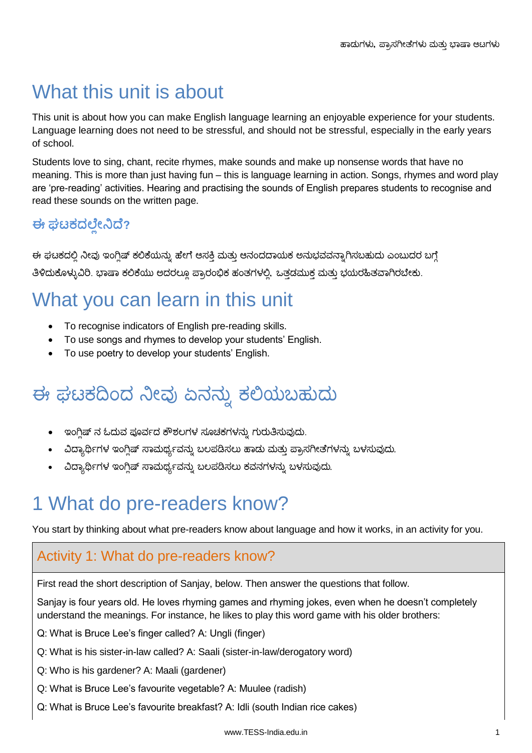# What this unit is about

This unit is about how you can make English language learning an enjoyable experience for your students. Language learning does not need to be stressful, and should not be stressful, especially in the early years of school.

Students love to sing, chant, recite rhymes, make sounds and make up nonsense words that have no meaning. This is more than just having fun – this is language learning in action. Songs, rhymes and word play are 'pre-reading' activities. Hearing and practising the sounds of English prepares students to recognise and read these sounds on the written page.

### ಈ ಘಟಕದಲ್ಲೇನಿದೆ?

ಈ ಘಟಕದಲ್ಲಿ ನೀವು ಇಂಗ್ಲಿಷ್ ಕಲಿಕೆಯನ್ನು ಹೇಗೆ ಆಸಕ್ತಿ ಮತ್ತು ಆನಂದದಾಯಕ ಅನುಭವವನ್ನಾಗಿಸಬಹುದು ಎಂಬುದರ ಬಗ್ಗೆ ತಿಳಿದುಕೊಳ್ಳುವಿರಿ. ಭಾಷಾ ಕಲಿಕೆಯು ಅದರಲ್ಲೂ ಪ್ರಾರಂಭಿಕ ಹಂತಗಳಲ್ಲಿ, ಒತ್ತಡಮುಕ್ತ ಮತ್ತು ಭಯರಹಿತವಾಗಿರಬೇಕು.

# What you can learn in this unit

- To recognise indicators of English pre-reading skills.
- To use songs and rhymes to develop your students' English.
- To use poetry to develop your students' English.

# ಈ ಘಟಕದಿಂದ ನೀವು ಏನನ್ನು ಕಲಿಯಬಹುದು

- ಇಂಗ್ಲಿಷ್ ನ ಓದುವ ಪೂರ್ವದ ಕೌಶಲಗಳ ಸೂಚಕಗಳನ್ನು ಗುರುತಿಸುವುದು.
- ವಿದ್ಯಾರ್ಥಿಗಳ ಇಂಗ್ಲಿಷ್ ಸಾಮರ್ಥ್ಯವನ್ನು ಬಲಪಡಿಸಲು ಹಾಡು ಮತ್ತು ಪ್ರಾಸಗೀತೆಗಳನ್ನು ಬಳಸುವುದು.
- ವಿದ್ಯಾರ್ಥಿಗಳ ಇಂಗ್ಲಿಷ್ ಸಾಮರ್ಥ್ಯವನ್ನು ಬಲಪಡಿಸಲು ಕವನಗಳನ್ನು ಬಳಸುವುದು.

# 1 What do pre-readers know?

You start by thinking about what pre-readers know about language and how it works, in an activity for you.

## Activity 1: What do pre-readers know?

First read the short description of Sanjay, below. Then answer the questions that follow.

Sanjay is four years old. He loves rhyming games and rhyming jokes, even when he doesn't completely understand the meanings. For instance, he likes to play this word game with his older brothers:

Q: What is Bruce Lee's finger called? A: Ungli (finger)

Q: What is his sister-in-law called? A: Saali (sister-in-law/derogatory word)

Q: Who is his gardener? A: Maali (gardener)

Q: What is Bruce Lee's favourite vegetable? A: Muulee (radish)

Q: What is Bruce Lee's favourite breakfast? A: Idli (south Indian rice cakes)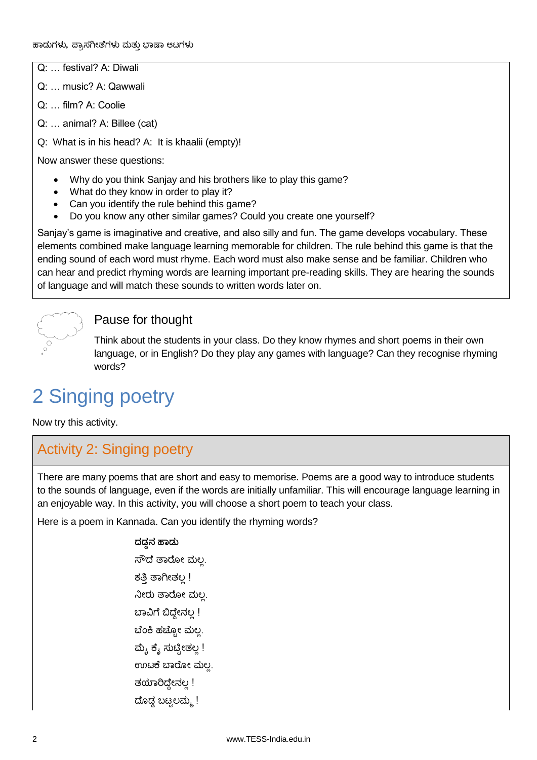Q: … festival? A: Diwali

Q: … music? A: Qawwali

Q: … film? A: Coolie

Q: … animal? A: Billee (cat)

Q: What is in his head? A: It is khaalii (empty)!

Now answer these questions:

- Why do you think Sanjay and his brothers like to play this game?
- What do they know in order to play it?
- Can you identify the rule behind this game?
- Do you know any other similar games? Could you create one yourself?

Sanjay's game is imaginative and creative, and also silly and fun. The game develops vocabulary. These elements combined make language learning memorable for children. The rule behind this game is that the ending sound of each word must rhyme. Each word must also make sense and be familiar. Children who can hear and predict rhyming words are learning important pre-reading skills. They are hearing the sounds of language and will match these sounds to written words later on.

### Pause for thought

Think about the students in your class. Do they know rhymes and short poems in their own language, or in English? Do they play any games with language? Can they recognise rhyming words?

# 2 Singing poetry

Now try this activity.

## Activity 2: Singing poetry

There are many poems that are short and easy to memorise. Poems are a good way to introduce students to the sounds of language, even if the words are initially unfamiliar. This will encourage language learning in an enjoyable way. In this activity, you will choose a short poem to teach your class.

Here is a poem in Kannada. Can you identify the rhyming words?

**ದಡ್ಡನ ಹಾಡು**

ಸೌದೆ ತಾರೋ ಮಲ್ಲ.

ಕತ್ತಿ ತಾಗೀತಲ್ಲ !

ನೀರು ತಾರೋ ಮಲ್ಲ.

ಬಾವಿಗೆ ಬಿದ್ದೇನಲ್ಲ !

ಬೆಂಕಿ ಹಚ್ಚೋ ಮಲ್ಲ.

ಮೈ ಕೈ ಸುಟ್ಟೀತಲ್ಲ !

ಊಟಕೆ ಬಾರೋ ಮಲ್ಲ.

ತಯಾರಿದ್ದೇನಲ್ಲ !

ದೊಡ್ಡ ಬಟ್ಟಲಮ್ಮ !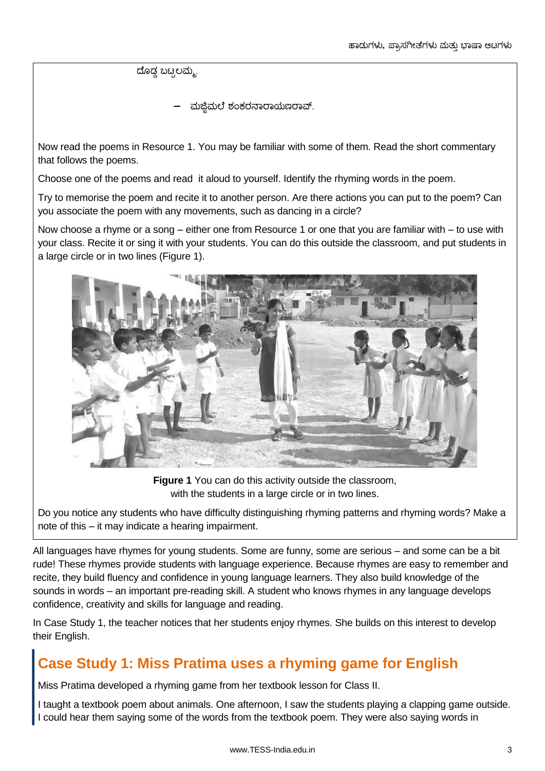ದೊಡ್ಡ ಬಟ್ಟಲಮ್ಮ.

– ಮಚ್ಚಿಮಲೆ ಶಂಕರನಾರಾಯಣರಾವ್.

Now read the poems in Resource 1. You may be familiar with some of them. Read the short commentary that follows the poems.

Choose one of the poems and read it aloud to yourself. Identify the rhyming words in the poem.

Try to memorise the poem and recite it to another person. Are there actions you can put to the poem? Can you associate the poem with any movements, such as dancing in a circle?

Now choose a rhyme or a song – either one from Resource 1 or one that you are familiar with – to use with your class. Recite it or sing it with your students. You can do this outside the classroom, and put students in a large circle or in two lines (Figure 1).

**Figure 1** You can do this activity outside the classroom, with the students in a large circle or in two lines.

Do you notice any students who have difficulty distinguishing rhyming patterns and rhyming words? Make a note of this – it may indicate a hearing impairment.

All languages have rhymes for young students. Some are funny, some are serious – and some can be a bit rude! These rhymes provide students with language experience. Because rhymes are easy to remember and recite, they build fluency and confidence in young language learners. They also build knowledge of the sounds in words – an important pre-reading skill. A student who knows rhymes in any language develops confidence, creativity and skills for language and reading.

In Case Study 1, the teacher notices that her students enjoy rhymes. She builds on this interest to develop their English.

## Case Study 1: Miss Pratima uses a rhyming game for English

Miss Pratima developed a rhyming game from her textbook lesson for Class II.

I taught a textbook poem about animals. One afternoon, I saw the students playing a clapping game outside. I could hear them saying some of the words from the textbook poem. They were also saying words in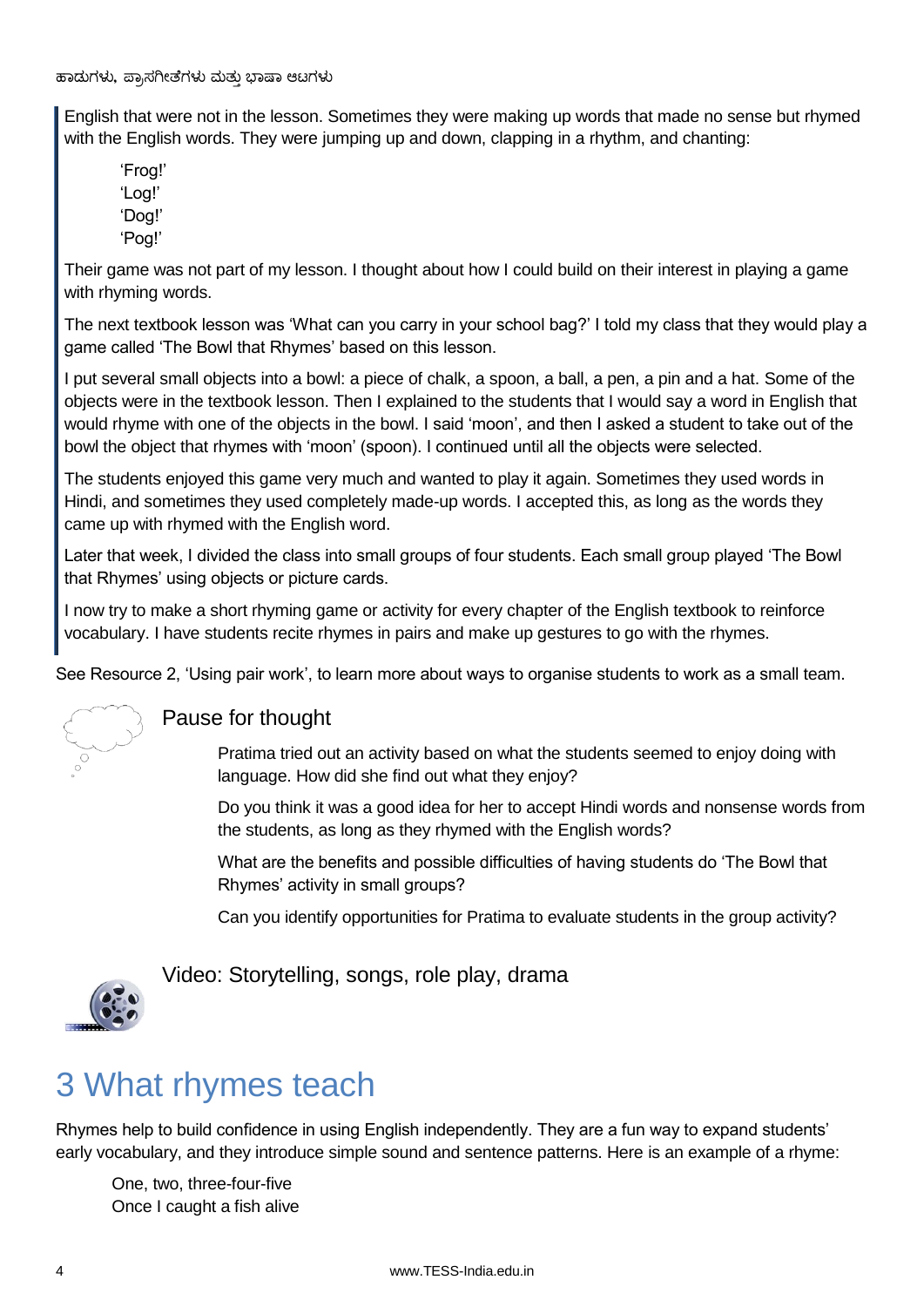English that were not in the lesson. Sometimes they were making up words that made no sense but rhymed with the English words. They were jumping up and down, clapping in a rhythm, and chanting:

> 'Frog!'
> 'Log!'
> 'Dog!'
> 'Pog!'

Their game was not part of my lesson. I thought about how I could build on their interest in playing a game with rhyming words.

The next textbook lesson was 'What can you carry in your school bag?' I told my class that they would play a game called 'The Bowl that Rhymes' based on this lesson.

I put several small objects into a bowl: a piece of chalk, a spoon, a ball, a pen, a pin and a hat. Some of the objects were in the textbook lesson. Then I explained to the students that I would say a word in English that would rhyme with one of the objects in the bowl. I said 'moon', and then I asked a student to take out of the bowl the object that rhymes with 'moon' (spoon). I continued until all the objects were selected.

The students enjoyed this game very much and wanted to play it again. Sometimes they used words in Hindi, and sometimes they used completely made-up words. I accepted this, as long as the words they came up with rhymed with the English word.

Later that week, I divided the class into small groups of four students. Each small group played 'The Bowl that Rhymes' using objects or picture cards.

I now try to make a short rhyming game or activity for every chapter of the English textbook to reinforce vocabulary. I have students recite rhymes in pairs and make up gestures to go with the rhymes.

See Resource 2, 'Using pair work', to learn more about ways to organise students to work as a small team.

### Pause for thought

Pratima tried out an activity based on what the students seemed to enjoy doing with language. How did she find out what they enjoy?

Do you think it was a good idea for her to accept Hindi words and nonsense words from the students, as long as they rhymed with the English words?

What are the benefits and possible difficulties of having students do 'The Bowl that Rhymes' activity in small groups?

Can you identify opportunities for Pratima to evaluate students in the group activity?

### Video: Storytelling, songs, role play, drama

## 3 What rhymes teach

Rhymes help to build confidence in using English independently. They are a fun way to expand students' early vocabulary, and they introduce simple sound and sentence patterns. Here is an example of a rhyme:

> One, two, three-four-five
> Once I caught a fish alive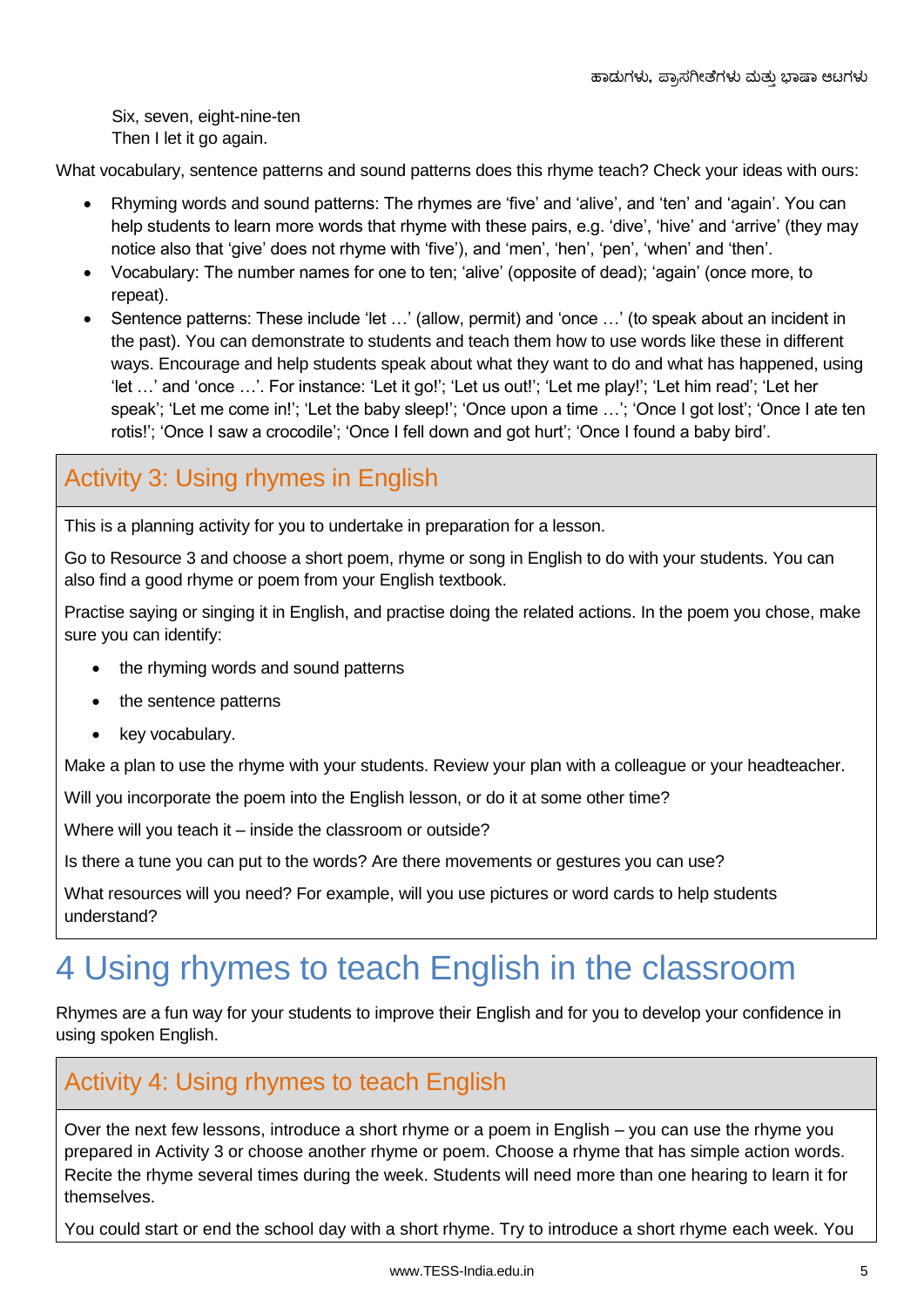Six, seven, eight-nine-ten
Then I let it go again.

What vocabulary, sentence patterns and sound patterns does this rhyme teach? Check your ideas with ours:

- Rhyming words and sound patterns: The rhymes are 'five' and 'alive', and 'ten' and 'again'. You can help students to learn more words that rhyme with these pairs, e.g. 'dive', 'hive' and 'arrive' (they may notice also that 'give' does not rhyme with 'five'), and 'men', 'hen', 'pen', 'when' and 'then'.
- Vocabulary: The number names for one to ten; 'alive' (opposite of dead); 'again' (once more, to repeat).
- Sentence patterns: These include 'let …' (allow, permit) and 'once …' (to speak about an incident in the past). You can demonstrate to students and teach them how to use words like these in different ways. Encourage and help students speak about what they want to do and what has happened, using 'let …' and 'once …'. For instance: 'Let it go!'; 'Let us out!'; 'Let me play!'; 'Let him read'; 'Let her speak'; 'Let me come in!'; 'Let the baby sleep!'; 'Once upon a time …'; 'Once I got lost'; 'Once I ate ten rotis!'; 'Once I saw a crocodile'; 'Once I fell down and got hurt'; 'Once I found a baby bird'.

### Activity 3: Using rhymes in English

This is a planning activity for you to undertake in preparation for a lesson.

Go to Resource 3 and choose a short poem, rhyme or song in English to do with your students. You can also find a good rhyme or poem from your English textbook.

Practise saying or singing it in English, and practise doing the related actions. In the poem you chose, make sure you can identify:

- the rhyming words and sound patterns
- the sentence patterns
- key vocabulary.

Make a plan to use the rhyme with your students. Review your plan with a colleague or your headteacher.

Will you incorporate the poem into the English lesson, or do it at some other time?

Where will you teach it – inside the classroom or outside?

Is there a tune you can put to the words? Are there movements or gestures you can use?

What resources will you need? For example, will you use pictures or word cards to help students understand?

# 4 Using rhymes to teach English in the classroom

Rhymes are a fun way for your students to improve their English and for you to develop your confidence in using spoken English.

### Activity 4: Using rhymes to teach English

Over the next few lessons, introduce a short rhyme or a poem in English – you can use the rhyme you prepared in Activity 3 or choose another rhyme or poem. Choose a rhyme that has simple action words. Recite the rhyme several times during the week. Students will need more than one hearing to learn it for themselves.

You could start or end the school day with a short rhyme. Try to introduce a short rhyme each week. You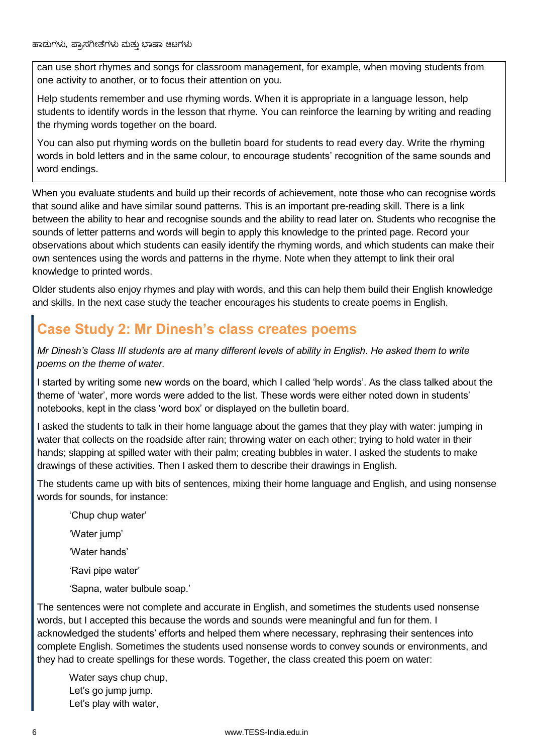can use short rhymes and songs for classroom management, for example, when moving students from one activity to another, or to focus their attention on you.

Help students remember and use rhyming words. When it is appropriate in a language lesson, help students to identify words in the lesson that rhyme. You can reinforce the learning by writing and reading the rhyming words together on the board.

You can also put rhyming words on the bulletin board for students to read every day. Write the rhyming words in bold letters and in the same colour, to encourage students' recognition of the same sounds and word endings.

When you evaluate students and build up their records of achievement, note those who can recognise words that sound alike and have similar sound patterns. This is an important pre-reading skill. There is a link between the ability to hear and recognise sounds and the ability to read later on. Students who recognise the sounds of letter patterns and words will begin to apply this knowledge to the printed page. Record your observations about which students can easily identify the rhyming words, and which students can make their own sentences using the words and patterns in the rhyme. Note when they attempt to link their oral knowledge to printed words.

Older students also enjoy rhymes and play with words, and this can help them build their English knowledge and skills. In the next case study the teacher encourages his students to create poems in English.

## Case Study 2: Mr Dinesh's class creates poems

*Mr Dinesh's Class III students are at many different levels of ability in English. He asked them to write poems on the theme of water.*

I started by writing some new words on the board, which I called 'help words'. As the class talked about the theme of 'water', more words were added to the list. These words were either noted down in students' notebooks, kept in the class 'word box' or displayed on the bulletin board.

I asked the students to talk in their home language about the games that they play with water: jumping in water that collects on the roadside after rain; throwing water on each other; trying to hold water in their hands; slapping at spilled water with their palm; creating bubbles in water. I asked the students to make drawings of these activities. Then I asked them to describe their drawings in English.

The students came up with bits of sentences, mixing their home language and English, and using nonsense words for sounds, for instance:

'Chup chup water'

'Water jump'

'Water hands'

'Ravi pipe water'

'Sapna, water bulbule soap.'

The sentences were not complete and accurate in English, and sometimes the students used nonsense words, but I accepted this because the words and sounds were meaningful and fun for them. I acknowledged the students' efforts and helped them where necessary, rephrasing their sentences into complete English. Sometimes the students used nonsense words to convey sounds or environments, and they had to create spellings for these words. Together, the class created this poem on water:

Water says chup chup,  
Let's go jump jump.  
Let's play with water,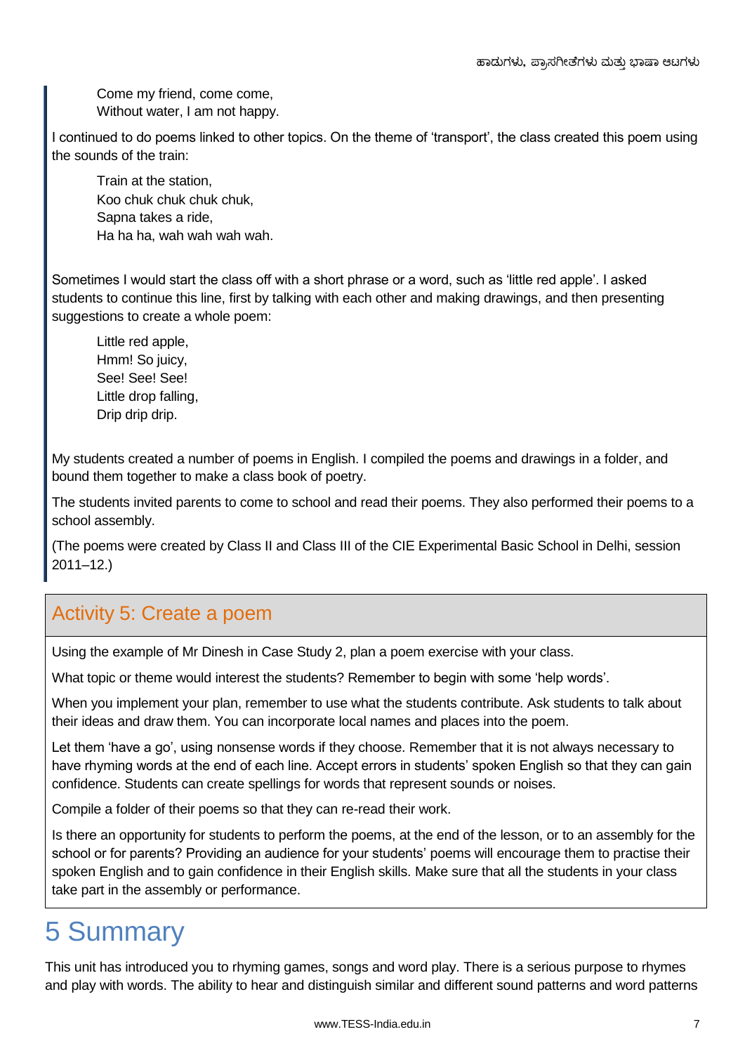Come my friend, come come,  
Without water, I am not happy.

I continued to do poems linked to other topics. On the theme of 'transport', the class created this poem using the sounds of the train:

Train at the station,  
Koo chuk chuk chuk chuk,  
Sapna takes a ride,  
Ha ha ha, wah wah wah wah.

Sometimes I would start the class off with a short phrase or a word, such as 'little red apple'. I asked students to continue this line, first by talking with each other and making drawings, and then presenting suggestions to create a whole poem:

Little red apple,  
Hmm! So juicy,  
See! See! See!  
Little drop falling,  
Drip drip drip.

My students created a number of poems in English. I compiled the poems and drawings in a folder, and bound them together to make a class book of poetry.

The students invited parents to come to school and read their poems. They also performed their poems to a school assembly.

(The poems were created by Class II and Class III of the CIE Experimental Basic School in Delhi, session 2011–12.)

### Activity 5: Create a poem

Using the example of Mr Dinesh in Case Study 2, plan a poem exercise with your class.

What topic or theme would interest the students? Remember to begin with some 'help words'.

When you implement your plan, remember to use what the students contribute. Ask students to talk about their ideas and draw them. You can incorporate local names and places into the poem.

Let them 'have a go', using nonsense words if they choose. Remember that it is not always necessary to have rhyming words at the end of each line. Accept errors in students' spoken English so that they can gain confidence. Students can create spellings for words that represent sounds or noises.

Compile a folder of their poems so that they can re-read their work.

Is there an opportunity for students to perform the poems, at the end of the lesson, or to an assembly for the school or for parents? Providing an audience for your students' poems will encourage them to practise their spoken English and to gain confidence in their English skills. Make sure that all the students in your class take part in the assembly or performance.

# 5 Summary

This unit has introduced you to rhyming games, songs and word play. There is a serious purpose to rhymes and play with words. The ability to hear and distinguish similar and different sound patterns and word patterns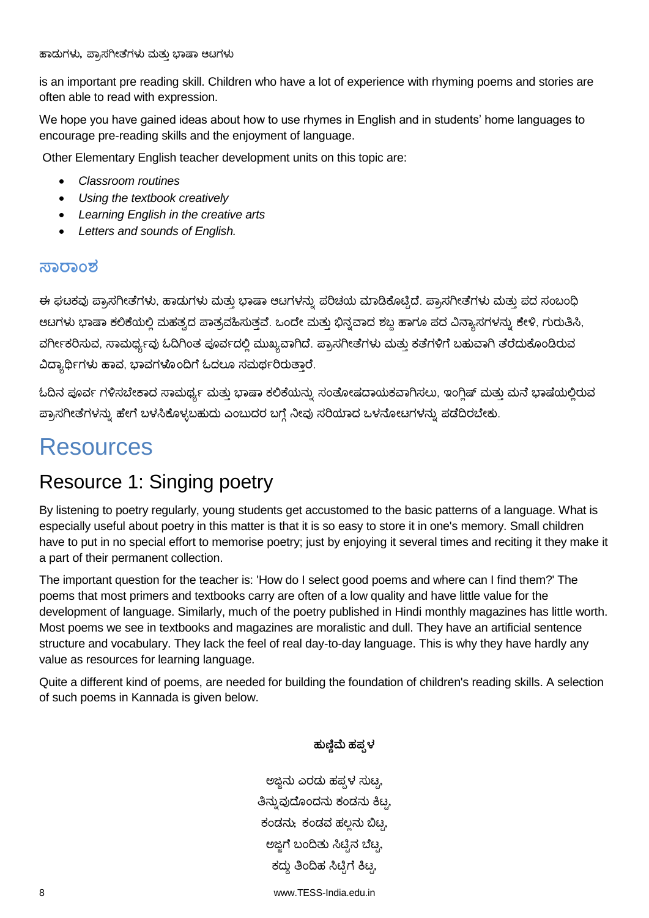is an important pre reading skill. Children who have a lot of experience with rhyming poems and stories are often able to read with expression.

We hope you have gained ideas about how to use rhymes in English and in students' home languages to encourage pre-reading skills and the enjoyment of language.

Other Elementary English teacher development units on this topic are:

- *Classroom routines*
- *Using the textbook creatively*
- *Learning English in the creative arts*
- *Letters and sounds of English.*

## ಸಾರಾಂಶ

ಈ ಘಟಕವು ಪ್ರಾಸಗೀತೆಗಳು, ಹಾಡುಗಳು ಮತ್ತು ಭಾಷಾ ಆಟಗಳನ್ನು ಪರಿಚಯ ಮಾಡಿಕೊಟ್ಟಿದೆ. ಪ್ರಾಸಗೀತೆಗಳು ಮತ್ತು ಪದ ಸಂಬಂಧಿ ಆಟಗಳು ಭಾಷಾ ಕಲಿಕೆಯಲ್ಲಿ ಮಹತ್ವದ ಪಾತ್ರವಹಿಸುತ್ತವೆ. ಒಂದೇ ಮತ್ತು ಭಿನ್ನವಾದ ಶಬ್ದ ಹಾಗೂ ಪದ ವಿನ್ಯಾಸಗಳನ್ನು ಕೇಳಿ, ಗುರುತಿಸಿ, ವರ್ಗೀಕರಿಸುವ, ಸಾಮರ್ಥ್ಯವು ಓದಿಗಿಂತ ಪೂರ್ವದಲ್ಲಿ ಮುಖ್ಯವಾಗಿದೆ. ಪ್ರಾಸಗೀತೆಗಳು ಮತ್ತು ಕತೆಗಳಿಗೆ ಬಹುವಾಗಿ ತೆರೆದುಕೊಂಡಿರುವ ವಿದ್ಯಾರ್ಥಿಗಳು ಹಾವ, ಭಾವಗಳೊಂದಿಗೆ ಓದಲೂ ಸಮರ್ಥರಿರುತ್ತಾರೆ.

ಓದಿನ ಪೂರ್ವ ಗಳಿಸಬೇಕಾದ ಸಾಮರ್ಥ್ಯ ಮತ್ತು ಭಾಷಾ ಕಲಿಕೆಯನ್ನು ಸಂತೋಷದಾಯಕವಾಗಿಸಲು, ಇಂಗ್ಲಿಷ್ ಮತ್ತು ಮನೆ ಭಾಷೆಯಲ್ಲಿರುವ ಪ್ರಾಸಗೀತೆಗಳನ್ನು ಹೇಗೆ ಬಳಸಿಕೊಳ್ಳಬಹುದು ಎಂಬುದರ ಬಗ್ಗೆ ನೀವು ಸರಿಯಾದ ಒಳನೋಟಗಳನ್ನು ಪಡೆದಿರಬೇಕು.

# Resources

## Resource 1: Singing poetry

By listening to poetry regularly, young students get accustomed to the basic patterns of a language. What is especially useful about poetry in this matter is that it is so easy to store it in one's memory. Small children have to put in no special effort to memorise poetry; just by enjoying it several times and reciting it they make it a part of their permanent collection.

The important question for the teacher is: 'How do I select good poems and where can I find them?' The poems that most primers and textbooks carry are often of a low quality and have little value for the development of language. Similarly, much of the poetry published in Hindi monthly magazines has little worth. Most poems we see in textbooks and magazines are moralistic and dull. They have an artificial sentence structure and vocabulary. They lack the feel of real day-to-day language. This is why they have hardly any value as resources for learning language.

Quite a different kind of poems, are needed for building the foundation of children's reading skills. A selection of such poems in Kannada is given below.

**ಹುಣ್ಣಿಮೆ ಹಪ್ಪಳ**

ಅಜ್ಜನು ಎರಡು ಹಪ್ಪಳ ಸುಟ್ಟ,  
ತಿನ್ನುವುದೊಂದನು ಕಂಡನು ಕಿಟ್ಟ,  
ಕಂಡನು; ಕಂಡವ ಹಲ್ಲನು ಬಿಟ್ಟ,  
ಅಜ್ಜಗೆ ಬಂದಿತು ಸಿಟ್ಟಿನ ಬೆಟ್ಟ,  
ಕದ್ದು ತಿಂದಿಹ ಸಿಟ್ಟಿಗೆ ಕಿಟ್ಟ,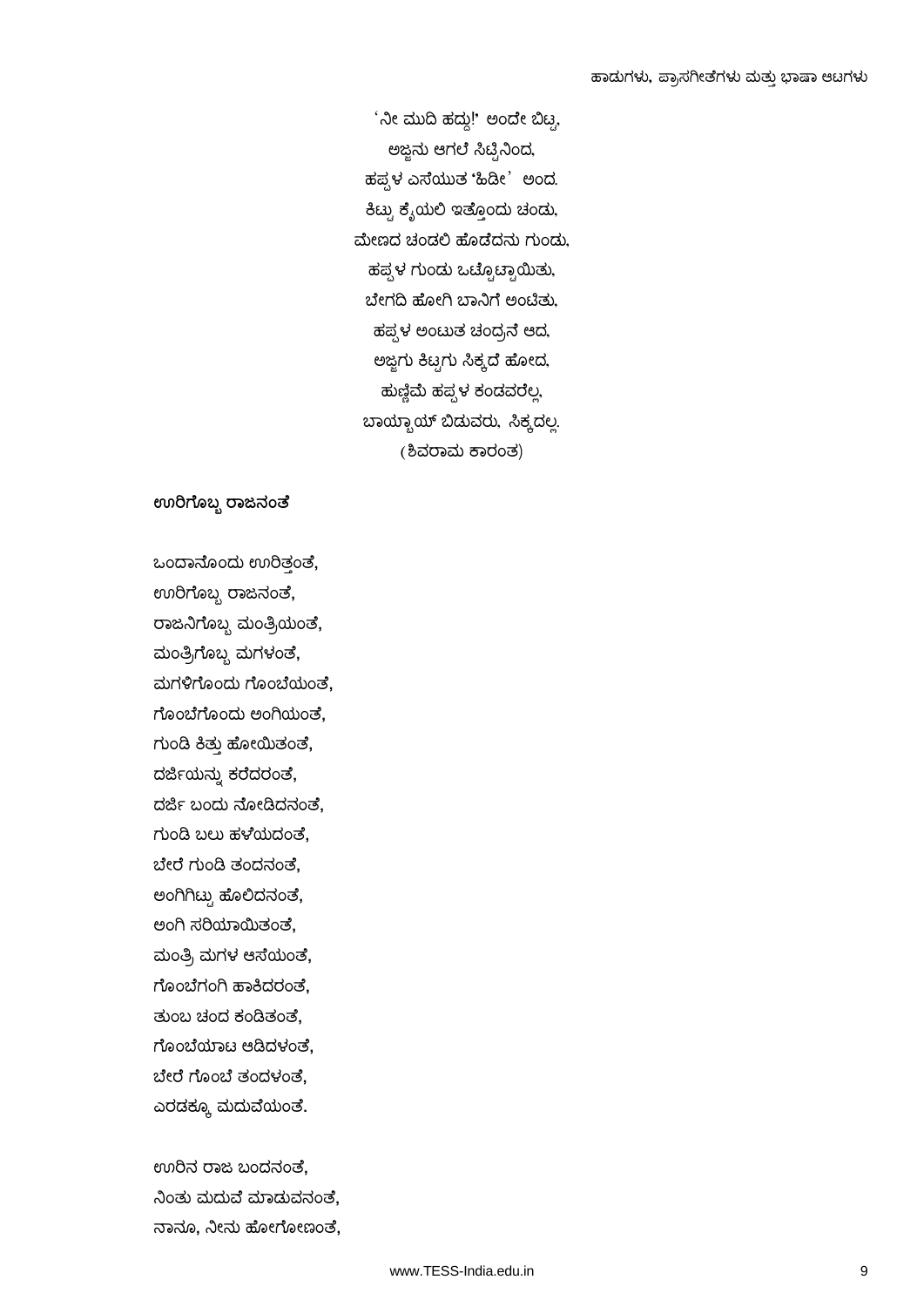'ನೀ ಮುದಿ ಹದ್ದು!' ಅಂದೇ ಬಿಟ್ಟ,
ಅಜ್ಜನು ಆಗಲೆ ಸಿಟ್ಟಿನಿಂದ,
ಹಪ್ಪಳ ಎಸೆಯುತ 'ಹಿಡೀ' ಅಂದ.
ಕಿಟ್ಟು ಕೈಯಲಿ ಇತ್ತೊಂದು ಚಂಡು,
ಮೇಣದ ಚಂಡಲಿ ಹೊಡೆದನು ಗುಂಡು,
ಹಪ್ಪಳ ಗುಂಡು ಒಟ್ಟೊಟ್ಟಾಯಿತು,
ಬೇಗದಿ ಹೋಗಿ ಬಾನಿಗೆ ಅಂಟಿತು,
ಹಪ್ಪಳ ಅಂಟುತ ಚಂದ್ರನೆ ಆದ,
ಅಜ್ಜಗು ಕಿಟ್ಟಗು ಸಿಕ್ಕದೆ ಹೋದ,
ಹುಣ್ಣಿಮೆ ಹಪ್ಪಳ ಕಂಡವರೆಲ್ಲ,
ಬಾಯ್ಬಾಯ್ ಬಿಡುವರು, ಸಿಕ್ಕದಲ್ಲ.
(ಶಿವರಾಮ ಕಾರಂತ)

**ಊರಿಗೊಬ್ಬ ರಾಜನಂತೆ**

ಒಂದಾನೊಂದು ಊರಿತ್ತಂತೆ,
ಊರಿಗೊಬ್ಬ ರಾಜನಂತೆ,
ರಾಜನಿಗೊಬ್ಬ ಮಂತ್ರಿಯಂತೆ,
ಮಂತ್ರಿಗೊಬ್ಬ ಮಗಳಂತೆ,
ಮಗಳಿಗೊಂದು ಗೊಂಬೆಯಂತೆ,
ಗೊಂಬೆಗೊಂದು ಅಂಗಿಯಂತೆ,
ಗುಂಡಿ ಕಿತ್ತು ಹೋಯಿತಂತೆ,
ದರ್ಜಿಯನ್ನು ಕರೆದರಂತೆ,
ದರ್ಜಿ ಬಂದು ನೋಡಿದನಂತೆ,
ಗುಂಡಿ ಬಲು ಹಳೆಯದಂತೆ,
ಬೇರೆ ಗುಂಡಿ ತಂದನಂತೆ,
ಅಂಗಿಗಿಟ್ಟು ಹೊಲಿದನಂತೆ,
ಅಂಗಿ ಸರಿಯಾಯಿತಂತೆ,
ಮಂತ್ರಿ ಮಗಳ ಆಸೆಯಂತೆ,
ಗೊಂಬೆಗಂಗಿ ಹಾಕಿದರಂತೆ,
ತುಂಬ ಚಂದ ಕಂಡಿತಂತೆ,
ಗೊಂಬೆಯಾಟ ಆಡಿದಳಂತೆ,
ಬೇರೆ ಗೊಂಬೆ ತಂದಳಂತೆ,
ಎರಡಕ್ಕೂ ಮದುವೆಯಂತೆ.

ಊರಿನ ರಾಜ ಬಂದನಂತೆ,
ನಿಂತು ಮದುವೆ ಮಾಡುವನಂತೆ,
ನಾನೂ, ನೀನು ಹೋಗೋಣಂತೆ,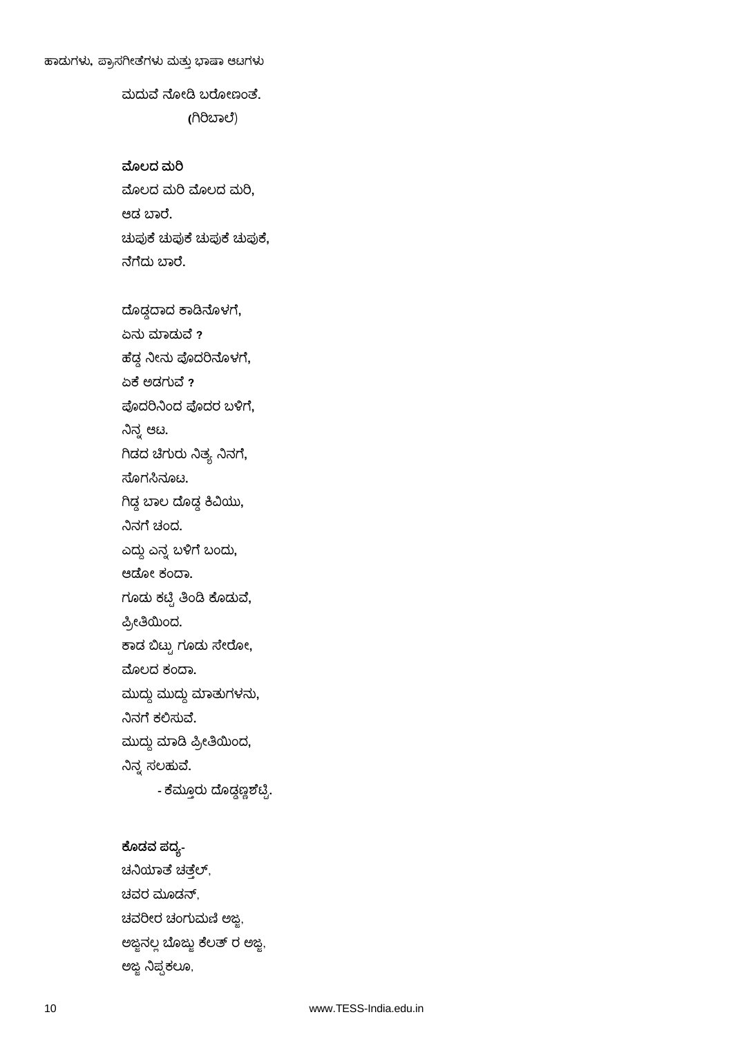ಮದುವೆ ನೋಡಿ ಬರೋಣಂತೆ.

(ಗಿರಿಬಾಲೆ)

**ಮೊಲದ ಮರಿ**

ಮೊಲದ ಮರಿ ಮೊಲದ ಮರಿ,
ಆಡ ಬಾರೆ.
ಚುಪುಕೆ ಚುಪುಕೆ ಚುಪುಕೆ ಚುಪುಕೆ,
ನೆಗೆದು ಬಾರೆ.

ದೊಡ್ಡದಾದ ಕಾಡಿನೊಳಗೆ,
ಏನು ಮಾಡುವೆ ?
ಹೆದ್ದ ನೀನು ಪೊದರಿನೊಳಗೆ,
ಏಕೆ ಅಡಗುವೆ ?
ಪೊದರಿನಿಂದ ಪೊದರ ಬಳಿಗೆ,
ನಿನ್ನ ಆಟ.
ಗಿಡದ ಚಿಗುರು ನಿತ್ಯ ನಿನಗೆ,
ಸೊಗಸಿನೂಟ.
ಗಿಡ್ಡ ಬಾಲ ದೊಡ್ಡ ಕಿವಿಯು,
ನಿನಗೆ ಚಂದ.
ಎದ್ದು ಎನ್ನ ಬಳಿಗೆ ಬಂದು,
ಆಡೋ ಕಂದಾ.
ಗೂಡು ಕಟ್ಟಿ ತಿಂಡಿ ಕೊಡುವೆ,
ಪ್ರೀತಿಯಿಂದ.
ಕಾಡ ಬಿಟ್ಟು ಗೂಡು ಸೇರೋ,
ಮೊಲದ ಕಂದಾ.
ಮುದ್ದು ಮುದ್ದು ಮಾತುಗಳನು,
ನಿನಗೆ ಕಲಿಸುವೆ.
ಮುದ್ದು ಮಾಡಿ ಪ್ರೀತಿಯಿಂದ,
ನಿನ್ನ ಸಲಹುವೆ.

- ಕೆಮ್ತೂರು ದೊಡ್ಡಣ್ಣಶೆಟ್ಟಿ.

**ಕೊಡವ ಪದ್ಯ-**

ಚನಿಯಾತೆ ಚತ್ತೆಲ್,
ಚವರ ಮೂಡನ್,
ಚವರೀರ ಚಂಗುಮಣಿ ಅಜ್ಜ,
ಅಜ್ಜನಲ್ಲ ಬೊಜ್ಜು ಕೆಲತ್ ರ ಅಜ್ಜ,
ಅಜ್ಜ ನಿಪ್ಪಕಲೂ,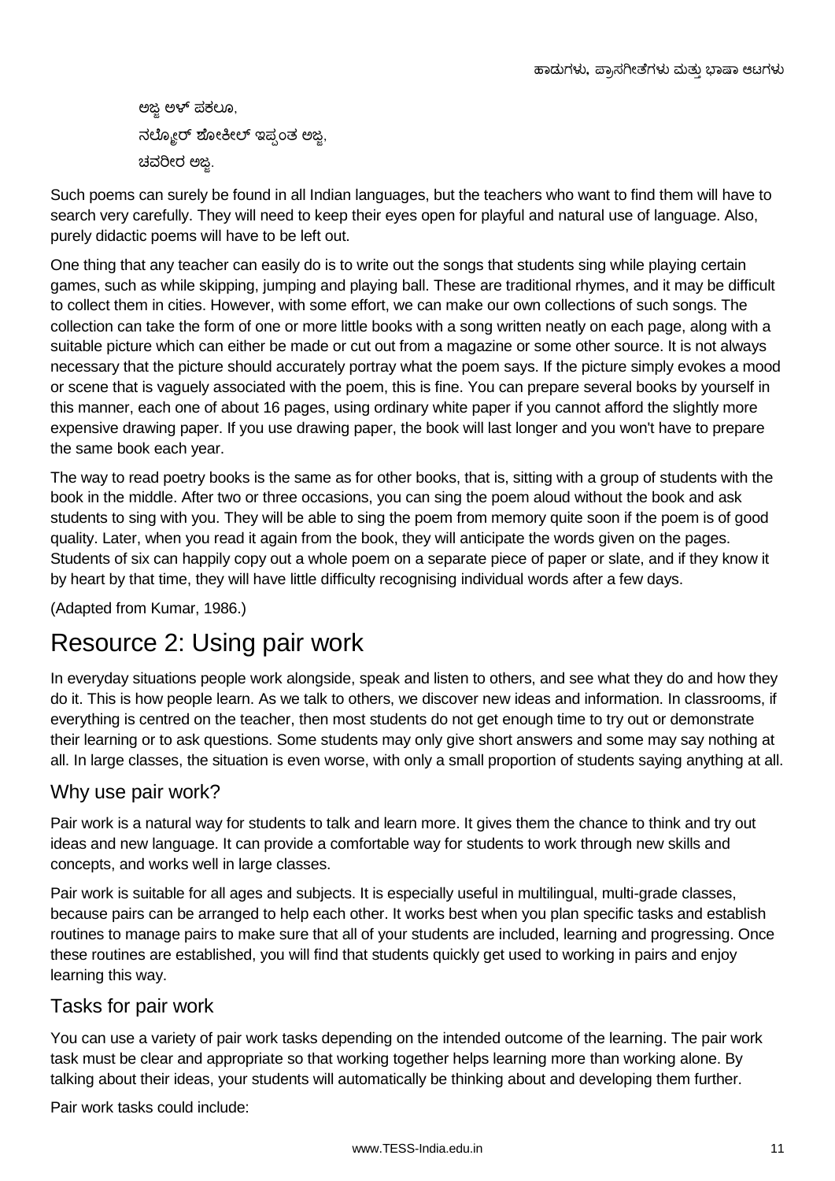ಅಜ್ಜ ಅಳ್ ಪಕಲೂ,  
ನಲ್ಯೋರ್ ಶೋಕೀಲ್ ಇಪ್ಪಂತ ಅಜ್ಜ,  
ಚವರೀರ ಅಜ್ಜ.

Such poems can surely be found in all Indian languages, but the teachers who want to find them will have to search very carefully. They will need to keep their eyes open for playful and natural use of language. Also, purely didactic poems will have to be left out.

One thing that any teacher can easily do is to write out the songs that students sing while playing certain games, such as while skipping, jumping and playing ball. These are traditional rhymes, and it may be difficult to collect them in cities. However, with some effort, we can make our own collections of such songs. The collection can take the form of one or more little books with a song written neatly on each page, along with a suitable picture which can either be made or cut out from a magazine or some other source. It is not always necessary that the picture should accurately portray what the poem says. If the picture simply evokes a mood or scene that is vaguely associated with the poem, this is fine. You can prepare several books by yourself in this manner, each one of about 16 pages, using ordinary white paper if you cannot afford the slightly more expensive drawing paper. If you use drawing paper, the book will last longer and you won't have to prepare the same book each year.

The way to read poetry books is the same as for other books, that is, sitting with a group of students with the book in the middle. After two or three occasions, you can sing the poem aloud without the book and ask students to sing with you. They will be able to sing the poem from memory quite soon if the poem is of good quality. Later, when you read it again from the book, they will anticipate the words given on the pages. Students of six can happily copy out a whole poem on a separate piece of paper or slate, and if they know it by heart by that time, they will have little difficulty recognising individual words after a few days.

(Adapted from Kumar, 1986.)

# Resource 2: Using pair work

In everyday situations people work alongside, speak and listen to others, and see what they do and how they do it. This is how people learn. As we talk to others, we discover new ideas and information. In classrooms, if everything is centred on the teacher, then most students do not get enough time to try out or demonstrate their learning or to ask questions. Some students may only give short answers and some may say nothing at all. In large classes, the situation is even worse, with only a small proportion of students saying anything at all.

## Why use pair work?

Pair work is a natural way for students to talk and learn more. It gives them the chance to think and try out ideas and new language. It can provide a comfortable way for students to work through new skills and concepts, and works well in large classes.

Pair work is suitable for all ages and subjects. It is especially useful in multilingual, multi-grade classes, because pairs can be arranged to help each other. It works best when you plan specific tasks and establish routines to manage pairs to make sure that all of your students are included, learning and progressing. Once these routines are established, you will find that students quickly get used to working in pairs and enjoy learning this way.

## Tasks for pair work

You can use a variety of pair work tasks depending on the intended outcome of the learning. The pair work task must be clear and appropriate so that working together helps learning more than working alone. By talking about their ideas, your students will automatically be thinking about and developing them further.

Pair work tasks could include: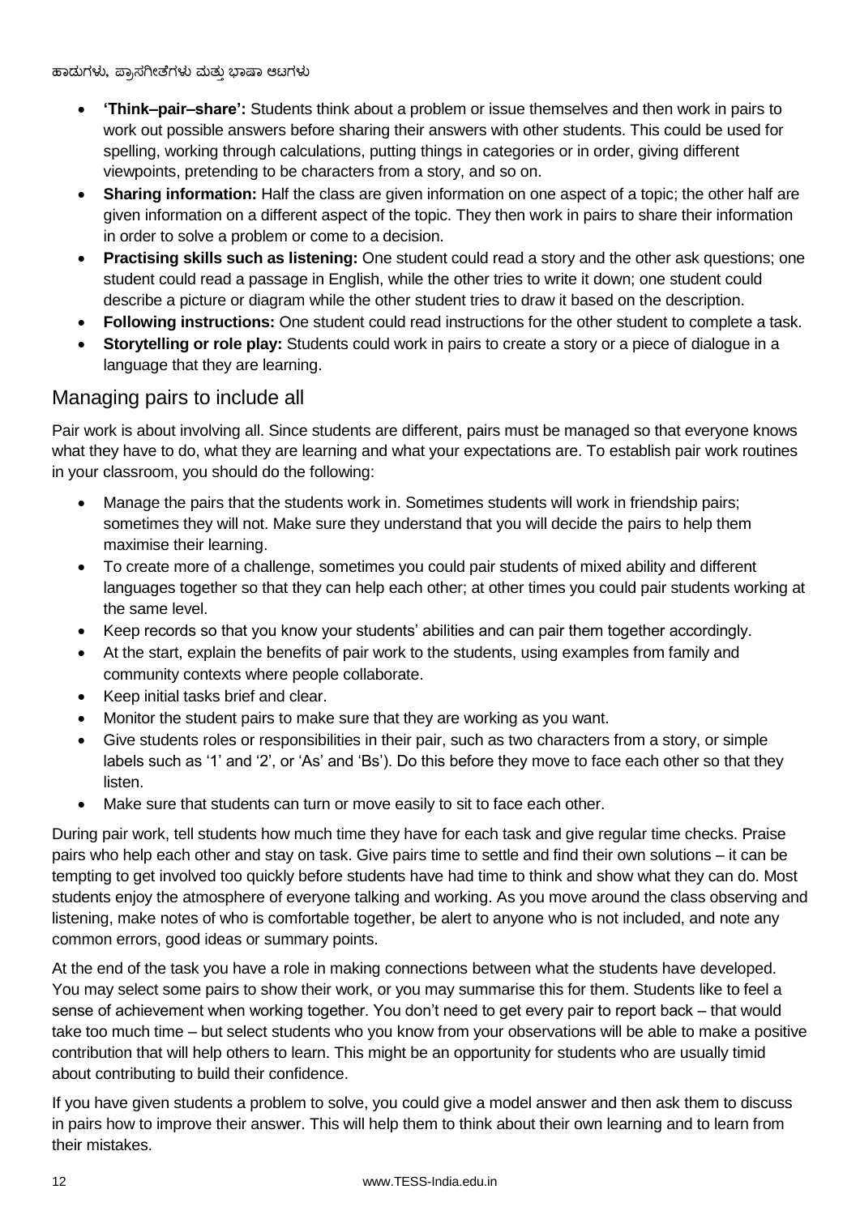- **'Think–pair–share':** Students think about a problem or issue themselves and then work in pairs to work out possible answers before sharing their answers with other students. This could be used for spelling, working through calculations, putting things in categories or in order, giving different viewpoints, pretending to be characters from a story, and so on.
- **Sharing information:** Half the class are given information on one aspect of a topic; the other half are given information on a different aspect of the topic. They then work in pairs to share their information in order to solve a problem or come to a decision.
- **Practising skills such as listening:** One student could read a story and the other ask questions; one student could read a passage in English, while the other tries to write it down; one student could describe a picture or diagram while the other student tries to draw it based on the description.
- **Following instructions:** One student could read instructions for the other student to complete a task.
- **Storytelling or role play:** Students could work in pairs to create a story or a piece of dialogue in a language that they are learning.

## Managing pairs to include all

Pair work is about involving all. Since students are different, pairs must be managed so that everyone knows what they have to do, what they are learning and what your expectations are. To establish pair work routines in your classroom, you should do the following:

- Manage the pairs that the students work in. Sometimes students will work in friendship pairs; sometimes they will not. Make sure they understand that you will decide the pairs to help them maximise their learning.
- To create more of a challenge, sometimes you could pair students of mixed ability and different languages together so that they can help each other; at other times you could pair students working at the same level.
- Keep records so that you know your students' abilities and can pair them together accordingly.
- At the start, explain the benefits of pair work to the students, using examples from family and community contexts where people collaborate.
- Keep initial tasks brief and clear.
- Monitor the student pairs to make sure that they are working as you want.
- Give students roles or responsibilities in their pair, such as two characters from a story, or simple labels such as '1' and '2', or 'As' and 'Bs'). Do this before they move to face each other so that they listen.
- Make sure that students can turn or move easily to sit to face each other.

During pair work, tell students how much time they have for each task and give regular time checks. Praise pairs who help each other and stay on task. Give pairs time to settle and find their own solutions – it can be tempting to get involved too quickly before students have had time to think and show what they can do. Most students enjoy the atmosphere of everyone talking and working. As you move around the class observing and listening, make notes of who is comfortable together, be alert to anyone who is not included, and note any common errors, good ideas or summary points.

At the end of the task you have a role in making connections between what the students have developed. You may select some pairs to show their work, or you may summarise this for them. Students like to feel a sense of achievement when working together. You don't need to get every pair to report back – that would take too much time – but select students who you know from your observations will be able to make a positive contribution that will help others to learn. This might be an opportunity for students who are usually timid about contributing to build their confidence.

If you have given students a problem to solve, you could give a model answer and then ask them to discuss in pairs how to improve their answer. This will help them to think about their own learning and to learn from their mistakes.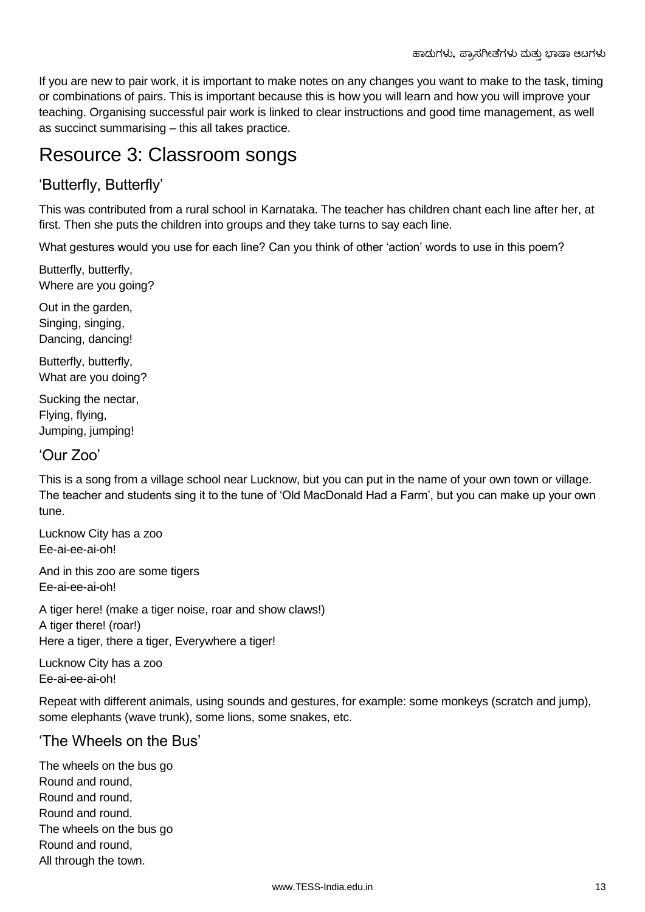If you are new to pair work, it is important to make notes on any changes you want to make to the task, timing or combinations of pairs. This is important because this is how you will learn and how you will improve your teaching. Organising successful pair work is linked to clear instructions and good time management, as well as succinct summarising – this all takes practice.

# Resource 3: Classroom songs

## 'Butterfly, Butterfly'

This was contributed from a rural school in Karnataka. The teacher has children chant each line after her, at first. Then she puts the children into groups and they take turns to say each line.

What gestures would you use for each line? Can you think of other 'action' words to use in this poem?

Butterfly, butterfly,
Where are you going?

Out in the garden,
Singing, singing,
Dancing, dancing!

Butterfly, butterfly,
What are you doing?

Sucking the nectar,
Flying, flying,
Jumping, jumping!

## 'Our Zoo'

This is a song from a village school near Lucknow, but you can put in the name of your own town or village. The teacher and students sing it to the tune of 'Old MacDonald Had a Farm', but you can make up your own tune.

Lucknow City has a zoo
Ee-ai-ee-ai-oh!

And in this zoo are some tigers
Ee-ai-ee-ai-oh!

A tiger here! (make a tiger noise, roar and show claws!)
A tiger there! (roar!)
Here a tiger, there a tiger, Everywhere a tiger!

Lucknow City has a zoo
Ee-ai-ee-ai-oh!

Repeat with different animals, using sounds and gestures, for example: some monkeys (scratch and jump), some elephants (wave trunk), some lions, some snakes, etc.

## 'The Wheels on the Bus'

The wheels on the bus go
Round and round,
Round and round,
Round and round.
The wheels on the bus go
Round and round,
All through the town.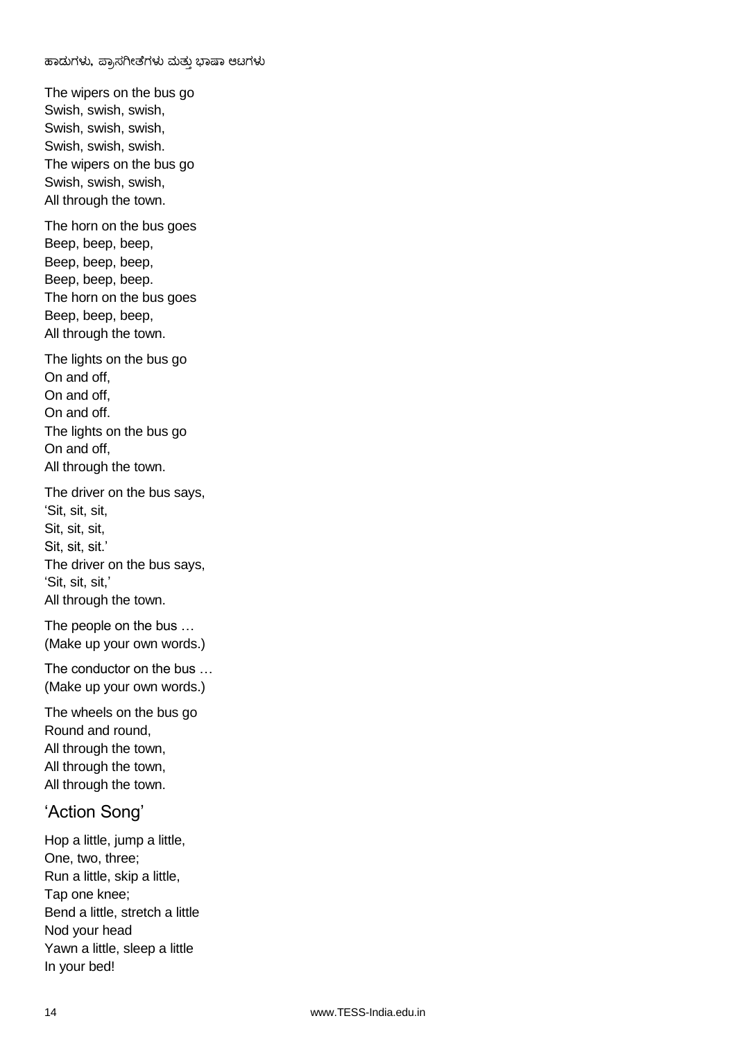The wipers on the bus go
Swish, swish, swish,
Swish, swish, swish,
Swish, swish, swish.
The wipers on the bus go
Swish, swish, swish,
All through the town.

The horn on the bus goes
Beep, beep, beep,
Beep, beep, beep,
Beep, beep, beep.
The horn on the bus goes
Beep, beep, beep,
All through the town.

The lights on the bus go
On and off,
On and off,
On and off.
The lights on the bus go
On and off,
All through the town.

The driver on the bus says,
'Sit, sit, sit,
Sit, sit, sit,
Sit, sit, sit.'
The driver on the bus says,
'Sit, sit, sit,'
All through the town.

The people on the bus …
(Make up your own words.)

The conductor on the bus …
(Make up your own words.)

The wheels on the bus go
Round and round,
All through the town,
All through the town,
All through the town.

## 'Action Song'

Hop a little, jump a little,
One, two, three;
Run a little, skip a little,
Tap one knee;
Bend a little, stretch a little
Nod your head
Yawn a little, sleep a little
In your bed!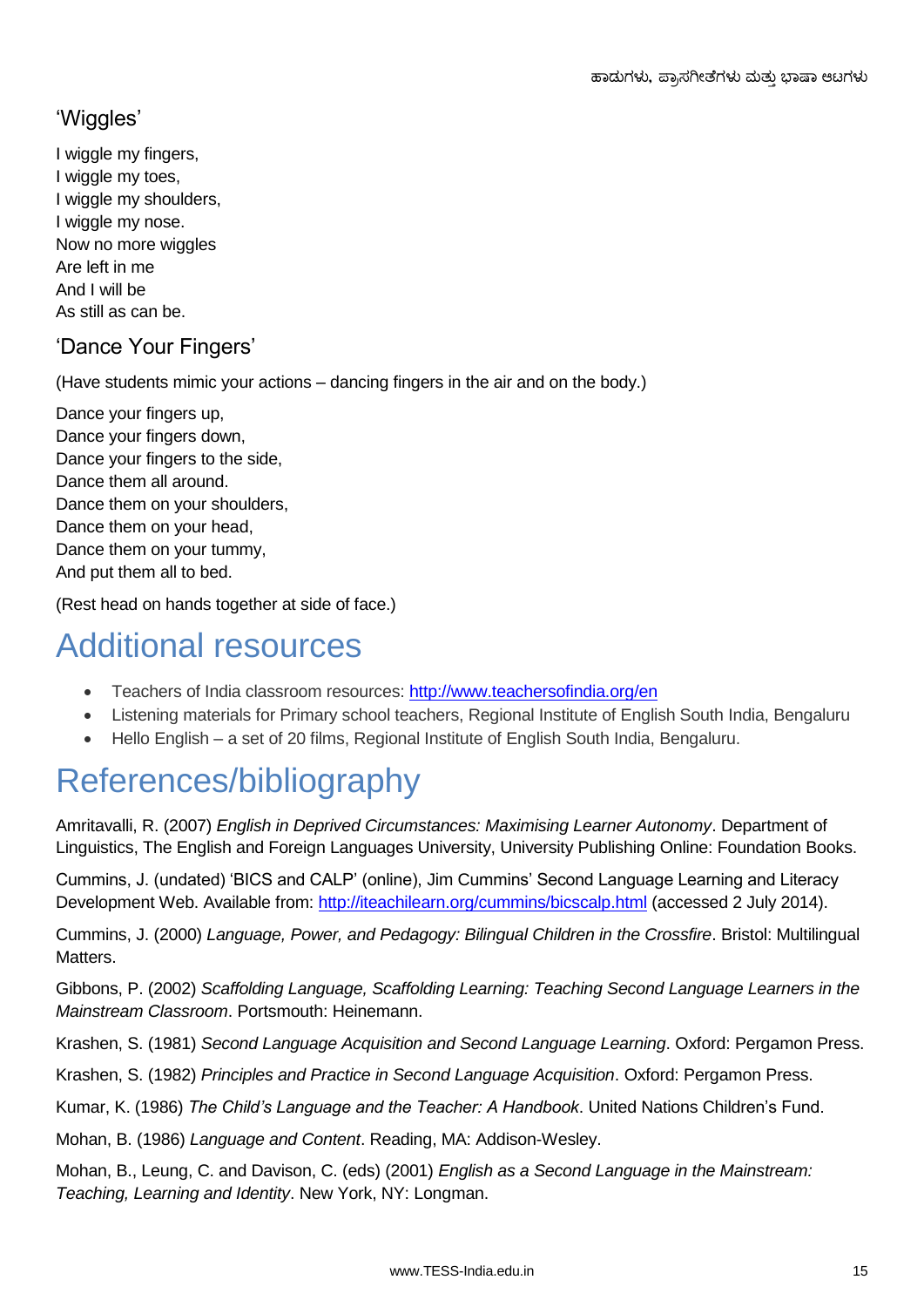### 'Wiggles'

I wiggle my fingers,
I wiggle my toes,
I wiggle my shoulders,
I wiggle my nose.
Now no more wiggles
Are left in me
And I will be
As still as can be.

### 'Dance Your Fingers'

(Have students mimic your actions – dancing fingers in the air and on the body.)

Dance your fingers up,
Dance your fingers down,
Dance your fingers to the side,
Dance them all around.
Dance them on your shoulders,
Dance them on your head,
Dance them on your tummy,
And put them all to bed.

(Rest head on hands together at side of face.)

# Additional resources

- Teachers of India classroom resources: http://www.teachersofindia.org/en
- Listening materials for Primary school teachers, Regional Institute of English South India, Bengaluru
- Hello English – a set of 20 films, Regional Institute of English South India, Bengaluru.

# References/bibliography

Amritavalli, R. (2007) *English in Deprived Circumstances: Maximising Learner Autonomy*. Department of Linguistics, The English and Foreign Languages University, University Publishing Online: Foundation Books.

Cummins, J. (undated) 'BICS and CALP' (online), Jim Cummins' Second Language Learning and Literacy Development Web. Available from: http://iteachilearn.org/cummins/bicscalp.html (accessed 2 July 2014).

Cummins, J. (2000) *Language, Power, and Pedagogy: Bilingual Children in the Crossfire*. Bristol: Multilingual Matters.

Gibbons, P. (2002) *Scaffolding Language, Scaffolding Learning: Teaching Second Language Learners in the Mainstream Classroom*. Portsmouth: Heinemann.

Krashen, S. (1981) *Second Language Acquisition and Second Language Learning*. Oxford: Pergamon Press.

Krashen, S. (1982) *Principles and Practice in Second Language Acquisition*. Oxford: Pergamon Press.

Kumar, K. (1986) *The Child's Language and the Teacher: A Handbook*. United Nations Children's Fund.

Mohan, B. (1986) *Language and Content*. Reading, MA: Addison-Wesley.

Mohan, B., Leung, C. and Davison, C. (eds) (2001) *English as a Second Language in the Mainstream: Teaching, Learning and Identity*. New York, NY: Longman.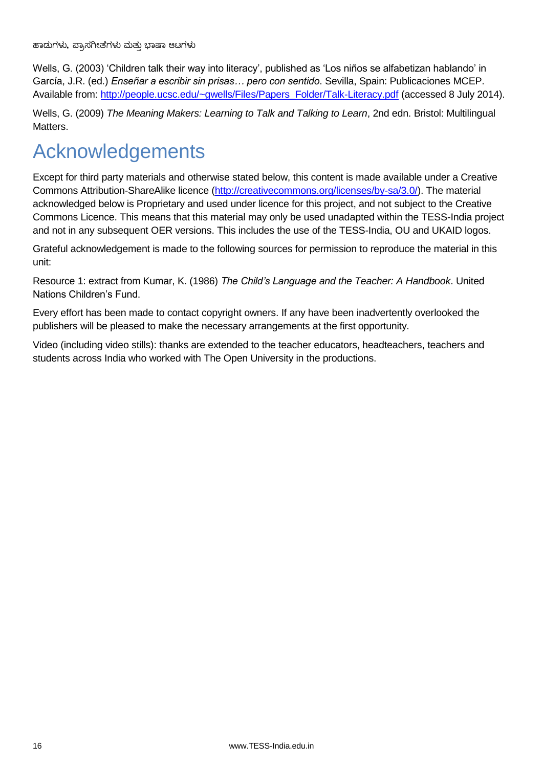Wells, G. (2003) 'Children talk their way into literacy', published as 'Los niños se alfabetizan hablando' in García, J.R. (ed.) *Enseñar a escribir sin prisas… pero con sentido*. Sevilla, Spain: Publicaciones MCEP. Available from: http://people.ucsc.edu/~gwells/Files/Papers_Folder/Talk-Literacy.pdf (accessed 8 July 2014).

Wells, G. (2009) *The Meaning Makers: Learning to Talk and Talking to Learn*, 2nd edn. Bristol: Multilingual Matters.

# Acknowledgements

Except for third party materials and otherwise stated below, this content is made available under a Creative Commons Attribution-ShareAlike licence (http://creativecommons.org/licenses/by-sa/3.0/). The material acknowledged below is Proprietary and used under licence for this project, and not subject to the Creative Commons Licence. This means that this material may only be used unadapted within the TESS-India project and not in any subsequent OER versions. This includes the use of the TESS-India, OU and UKAID logos.

Grateful acknowledgement is made to the following sources for permission to reproduce the material in this unit:

Resource 1: extract from Kumar, K. (1986) *The Child's Language and the Teacher: A Handbook*. United Nations Children's Fund.

Every effort has been made to contact copyright owners. If any have been inadvertently overlooked the publishers will be pleased to make the necessary arrangements at the first opportunity.

Video (including video stills): thanks are extended to the teacher educators, headteachers, teachers and students across India who worked with The Open University in the productions.